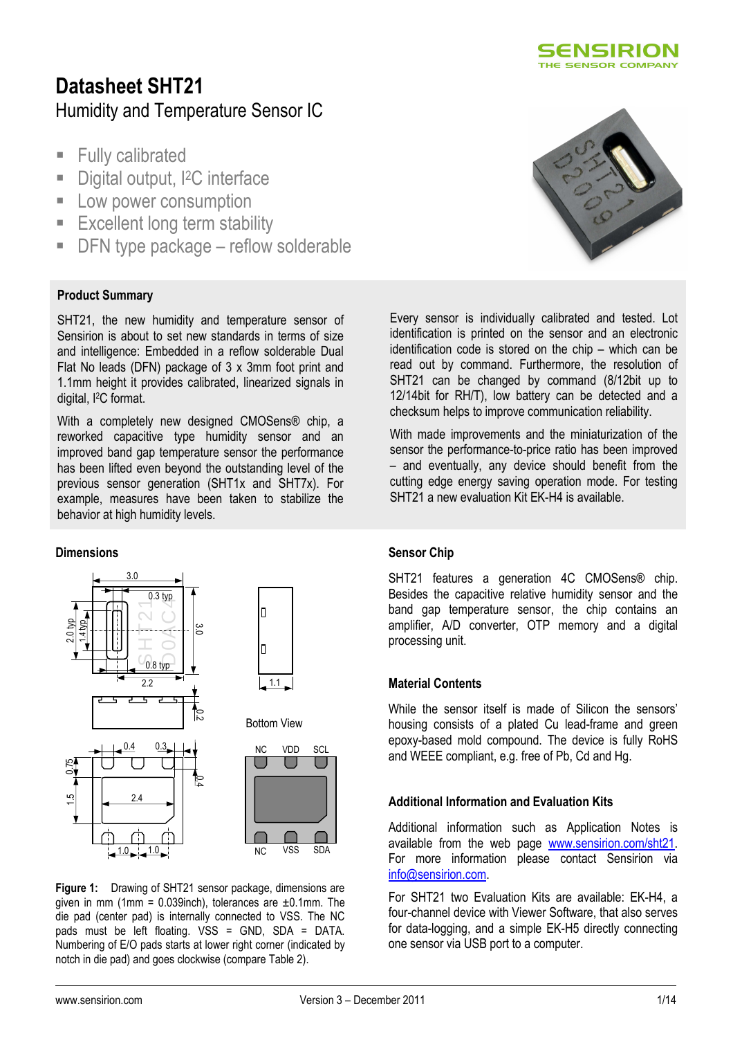# Datasheet SHT21

Humidity and Temperature Sensor IC

- Fully calibrated
- Digital output, I²C interface
- Low power consumption
- Excellent long term stability
- DFN type package – reflow solderable

## Product Summary

SHT21, the new humidity and temperature sensor of Sensirion is about to set new standards in terms of size and intelligence: Embedded in a reflow solderable Dual Flat No leads (DFN) package of 3 x 3mm foot print and 1.1mm height it provides calibrated, linearized signals in digital, I²C format.

With a completely new designed CMOSens® chip, a reworked capacitive type humidity sensor and an improved band gap temperature sensor the performance has been lifted even beyond the outstanding level of the previous sensor generation (SHT1x and SHT7x). For example, measures have been taken to stabilize the behavior at high humidity levels.

Every sensor is individually calibrated and tested. Lot identification is printed on the sensor and an electronic identification code is stored on the chip – which can be read out by command. Furthermore, the resolution of SHT21 can be changed by command (8/12bit up to 12/14bit for RH/T), low battery can be detected and a checksum helps to improve communication reliability.

With made improvements and the miniaturization of the sensor the performance-to-price ratio has been improved – and eventually, any device should benefit from the cutting edge energy saving operation mode. For testing SHT21 a new evaluation Kit EK-H4 is available.

## Dimensions

3.0
0.3 typ
2.0 typ
1.4 typ
3.0
0.8 typ
2.2
1.1
0.2
Bottom View
0.4
0.3
0.75
0.4
1.5
2.4
1.0
1.0
NC VDD SCL
NC VSS SDA

**Figure 1:** Drawing of SHT21 sensor package, dimensions are given in mm (1mm = 0.039inch), tolerances are ±0.1mm. The die pad (center pad) is internally connected to VSS. The NC pads must be left floating. VSS = GND, SDA = DATA. Numbering of E/O pads starts at lower right corner (indicated by notch in die pad) and goes clockwise (compare Table 2).

## Sensor Chip

SHT21 features a generation 4C CMOSens® chip. Besides the capacitive relative humidity sensor and the band gap temperature sensor, the chip contains an amplifier, A/D converter, OTP memory and a digital processing unit.

## Material Contents

While the sensor itself is made of Silicon the sensors' housing consists of a plated Cu lead-frame and green epoxy-based mold compound. The device is fully RoHS and WEEE compliant, e.g. free of Pb, Cd and Hg.

## Additional Information and Evaluation Kits

Additional information such as Application Notes is available from the web page www.sensirion.com/sht21. For more information please contact Sensirion via info@sensirion.com.

For SHT21 two Evaluation Kits are available: EK-H4, a four-channel device with Viewer Software, that also serves for data-logging, and a simple EK-H5 directly connecting one sensor via USB port to a computer.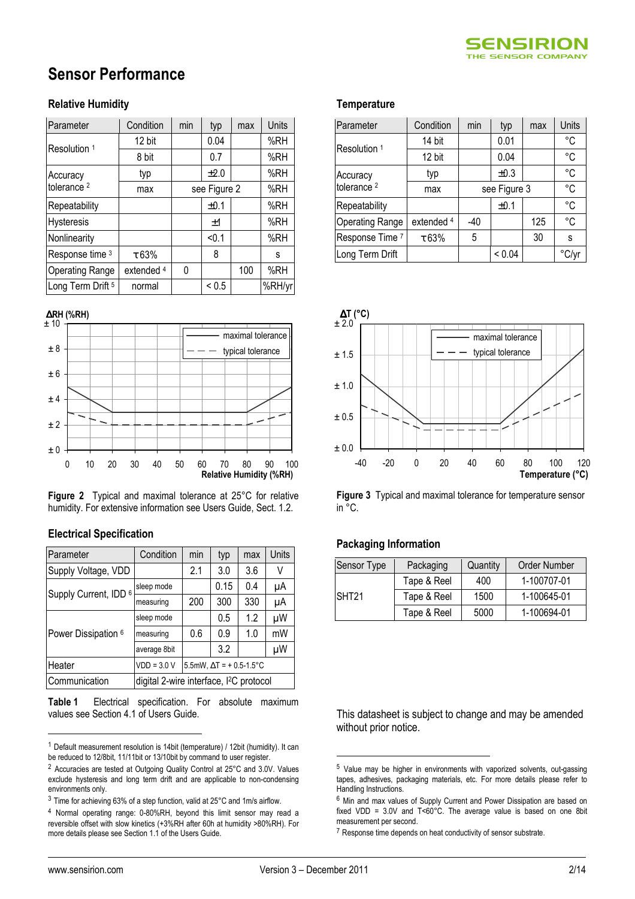# Sensor Performance

## Relative Humidity

| Parameter | Condition | min | typ | max | Units |
|---|---|---|---|---|---|
| Resolution [1] | 12 bit | | 0.04 | | %RH |
| | 8 bit | | 0.7 | | %RH |
| Accuracy tolerance [2] | typ | | ±2.0 | | %RH |
| | max | see Figure 2 | | | %RH |
| Repeatability | | | ±0.1 | | %RH |
| Hysteresis | | | ±1 | | %RH |
| Nonlinearity | | | <0.1 | | %RH |
| Response time [3] | τ 63% | | 8 | | s |
| Operating Range | extended [4] | 0 | | 100 | %RH |
| Long Term Drift [5] | normal | | < 0.5 | | %RH/yr |

ΔRH (%RH)
± 10
± 8
± 6
± 4
± 2
± 0
0 10 20 30 40 50 60 70 80 90 100
Relative Humidity (%RH)
maximal tolerance
typical tolerance

**Figure 2** Typical and maximal tolerance at 25°C for relative humidity. For extensive information see Users Guide, Sect. 1.2.

## Electrical Specification

| Parameter | Condition | min | typ | max | Units |
|---|---|---|---|---|---|
| Supply Voltage, VDD | | 2.1 | 3.0 | 3.6 | V |
| Supply Current, IDD [6] | sleep mode | | 0.15 | 0.4 | µA |
| | measuring | 200 | 300 | 330 | µA |
| Power Dissipation [6] | sleep mode | | 0.5 | 1.2 | µW |
| | measuring | 0.6 | 0.9 | 1.0 | mW |
| | average 8bit | | 3.2 | | µW |
| Heater | VDD = 3.0 V | 5.5mW, ΔT = + 0.5-1.5°C | | | |
| Communication | digital 2-wire interface, I²C protocol | | | | |

**Table 1** Electrical specification. For absolute maximum values see Section 4.1 of Users Guide.

## Temperature

| Parameter | Condition | min | typ | max | Units |
|---|---|---|---|---|---|
| Resolution [1] | 14 bit | | 0.01 | | °C |
| | 12 bit | | 0.04 | | °C |
| Accuracy tolerance [2] | typ | | ±0.3 | | °C |
| | max | see Figure 3 | | | °C |
| Repeatability | | | ±0.1 | | °C |
| Operating Range | extended [4] | -40 | | 125 | °C |
| Response Time [7] | τ 63% | 5 | | 30 | s |
| Long Term Drift | | | < 0.04 | | °C/yr |

ΔT (°C)
± 2.0
± 1.5
± 1.0
± 0.5
± 0.0
-40 -20 0 20 40 60 80 100 120
Temperature (°C)
maximal tolerance
typical tolerance

**Figure 3** Typical and maximal tolerance for temperature sensor in °C.

## Packaging Information

| Sensor Type | Packaging | Quantity | Order Number |
|---|---|---|---|
| SHT21 | Tape & Reel | 400 | 1-100707-01 |
| | Tape & Reel | 1500 | 1-100645-01 |
| | Tape & Reel | 5000 | 1-100694-01 |

This datasheet is subject to change and may be amended without prior notice.

---

[1] Default measurement resolution is 14bit (temperature) / 12bit (humidity). It can be reduced to 12/8bit, 11/11bit or 13/10bit by command to user register.

[2] Accuracies are tested at Outgoing Quality Control at 25°C and 3.0V. Values exclude hysteresis and long term drift and are applicable to non-condensing environments only.

[3] Time for achieving 63% of a step function, valid at 25°C and 1m/s airflow.

[4] Normal operating range: 0-80%RH, beyond this limit sensor may read a reversible offset with slow kinetics (+3%RH after 60h at humidity >80%RH). For more details please see Section 1.1 of the Users Guide.

[5] Value may be higher in environments with vaporized solvents, out-gassing tapes, adhesives, packaging materials, etc. For more details please refer to Handling Instructions.

[6] Min and max values of Supply Current and Power Dissipation are based on fixed VDD = 3.0V and T<60°C. The average value is based on one 8bit measurement per second.

[7] Response time depends on heat conductivity of sensor substrate.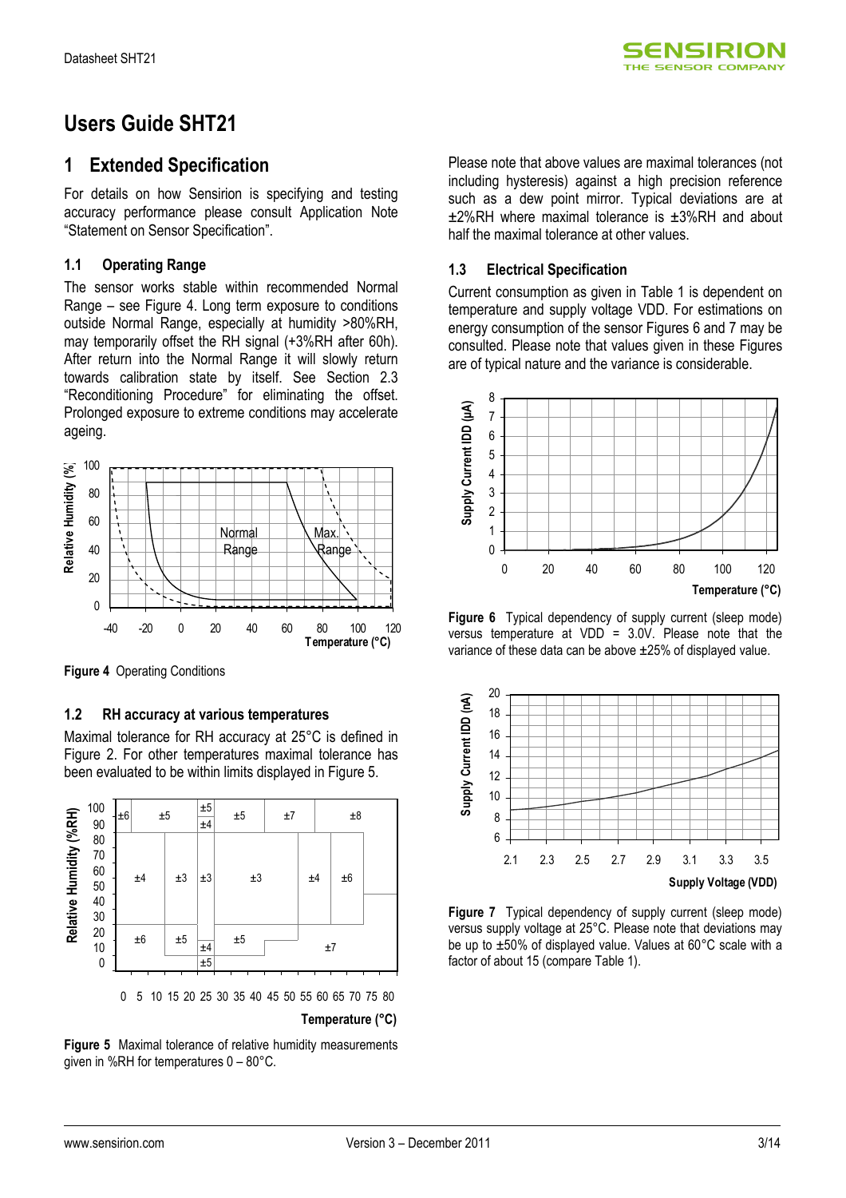# Users Guide SHT21

## 1 Extended Specification

For details on how Sensirion is specifying and testing accuracy performance please consult Application Note "Statement on Sensor Specification".

### 1.1 Operating Range

The sensor works stable within recommended Normal Range – see Figure 4. Long term exposure to conditions outside Normal Range, especially at humidity >80%RH, may temporarily offset the RH signal (+3%RH after 60h). After return into the Normal Range it will slowly return towards calibration state by itself. See Section 2.3 "Reconditioning Procedure" for eliminating the offset. Prolonged exposure to extreme conditions may accelerate ageing.

Relative Humidity (%)
100
80
60
40
20
0
-40 -20 0 20 40 60 80 100 120
Temperature (°C)
Normal Range
Max. Range

**Figure 4** Operating Conditions

### 1.2 RH accuracy at various temperatures

Maximal tolerance for RH accuracy at 25°C is defined in Figure 2. For other temperatures maximal tolerance has been evaluated to be within limits displayed in Figure 5.

Relative Humidity (%RH)
100 90 80 70 60 50 40 30 20 10 0
±6 ±5 ±5 ±4 ±5 ±7 ±8
±4 ±3 ±3 ±3 ±4 ±6
±6 ±5 ±4 ±5 ±5 ±7
0 5 10 15 20 25 30 35 40 45 50 55 60 65 70 75 80
Temperature (°C)

**Figure 5** Maximal tolerance of relative humidity measurements given in %RH for temperatures 0 – 80°C.

Please note that above values are maximal tolerances (not including hysteresis) against a high precision reference such as a dew point mirror. Typical deviations are at ±2%RH where maximal tolerance is ±3%RH and about half the maximal tolerance at other values.

### 1.3 Electrical Specification

Current consumption as given in Table 1 is dependent on temperature and supply voltage VDD. For estimations on energy consumption of the sensor Figures 6 and 7 may be consulted. Please note that values given in these Figures are of typical nature and the variance is considerable.

Supply Current IDD (µA)
8 7 6 5 4 3 2 1 0
0 20 40 60 80 100 120
Temperature (°C)

**Figure 6** Typical dependency of supply current (sleep mode) versus temperature at VDD = 3.0V. Please note that the variance of these data can be above ±25% of displayed value.

Supply Current IDD (nA)
20 18 16 14 12 10 8 6
2.1 2.3 2.5 2.7 2.9 3.1 3.3 3.5
Supply Voltage (VDD)

**Figure 7** Typical dependency of supply current (sleep mode) versus supply voltage at 25°C. Please note that deviations may be up to ±50% of displayed value. Values at 60°C scale with a factor of about 15 (compare Table 1).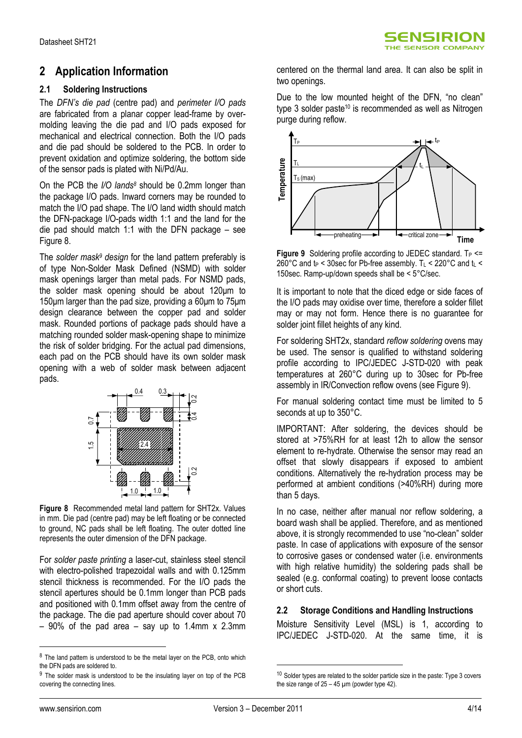## 2 Application Information

### 2.1 Soldering Instructions

The *DFN's die pad* (centre pad) and *perimeter I/O pads* are fabricated from a planar copper lead-frame by over-molding leaving the die pad and I/O pads exposed for mechanical and electrical connection. Both the I/O pads and die pad should be soldered to the PCB. In order to prevent oxidation and optimize soldering, the bottom side of the sensor pads is plated with Ni/Pd/Au.

On the PCB the *I/O lands*[8] should be 0.2mm longer than the package I/O pads. Inward corners may be rounded to match the I/O pad shape. The I/O land width should match the DFN-package I/O-pads width 1:1 and the land for the die pad should match 1:1 with the DFN package – see Figure 8.

The *solder mask*[9] *design* for the land pattern preferably is of type Non-Solder Mask Defined (NSMD) with solder mask openings larger than metal pads. For NSMD pads, the solder mask opening should be about 120µm to 150µm larger than the pad size, providing a 60µm to 75µm design clearance between the copper pad and solder mask. Rounded portions of package pads should have a matching rounded solder mask-opening shape to minimize the risk of solder bridging. For the actual pad dimensions, each pad on the PCB should have its own solder mask opening with a web of solder mask between adjacent pads.

**Figure 8** Recommended metal land pattern for SHT2x. Values in mm. Die pad (centre pad) may be left floating or be connected to ground, NC pads shall be left floating. The outer dotted line represents the outer dimension of the DFN package.

For *solder paste printing* a laser-cut, stainless steel stencil with electro-polished trapezoidal walls and with 0.125mm stencil thickness is recommended. For the I/O pads the stencil apertures should be 0.1mm longer than PCB pads and positioned with 0.1mm offset away from the centre of the package. The die pad aperture should cover about 70 – 90% of the pad area – say up to 1.4mm x 2.3mm centered on the thermal land area. It can also be split in two openings.

Due to the low mounted height of the DFN, "no clean" type 3 solder paste[10] is recommended as well as Nitrogen purge during reflow.

**Figure 9** Soldering profile according to JEDEC standard. $T_P$ <= 260°C and $t_P$ < 30sec for Pb-free assembly. $T_L$ < 220°C and $t_L$ < 150sec. Ramp-up/down speeds shall be < 5°C/sec.

It is important to note that the diced edge or side faces of the I/O pads may oxidise over time, therefore a solder fillet may or may not form. Hence there is no guarantee for solder joint fillet heights of any kind.

For soldering SHT2x, standard *reflow soldering* ovens may be used. The sensor is qualified to withstand soldering profile according to IPC/JEDEC J-STD-020 with peak temperatures at 260°C during up to 30sec for Pb-free assembly in IR/Convection reflow ovens (see Figure 9).

For manual soldering contact time must be limited to 5 seconds at up to 350°C.

IMPORTANT: After soldering, the devices should be stored at >75%RH for at least 12h to allow the sensor element to re-hydrate. Otherwise the sensor may read an offset that slowly disappears if exposed to ambient conditions. Alternatively the re-hydration process may be performed at ambient conditions (>40%RH) during more than 5 days.

In no case, neither after manual nor reflow soldering, a board wash shall be applied. Therefore, and as mentioned above, it is strongly recommended to use "no-clean" solder paste. In case of applications with exposure of the sensor to corrosive gases or condensed water (i.e. environments with high relative humidity) the soldering pads shall be sealed (e.g. conformal coating) to prevent loose contacts or short cuts.

### 2.2 Storage Conditions and Handling Instructions

Moisture Sensitivity Level (MSL) is 1, according to IPC/JEDEC J-STD-020. At the same time, it is

---

[8] The land pattern is understood to be the metal layer on the PCB, onto which the DFN pads are soldered to.

[9] The solder mask is understood to be the insulating layer on top of the PCB covering the connecting lines.

[10] Solder types are related to the solder particle size in the paste: Type 3 covers the size range of 25 – 45 µm (powder type 42).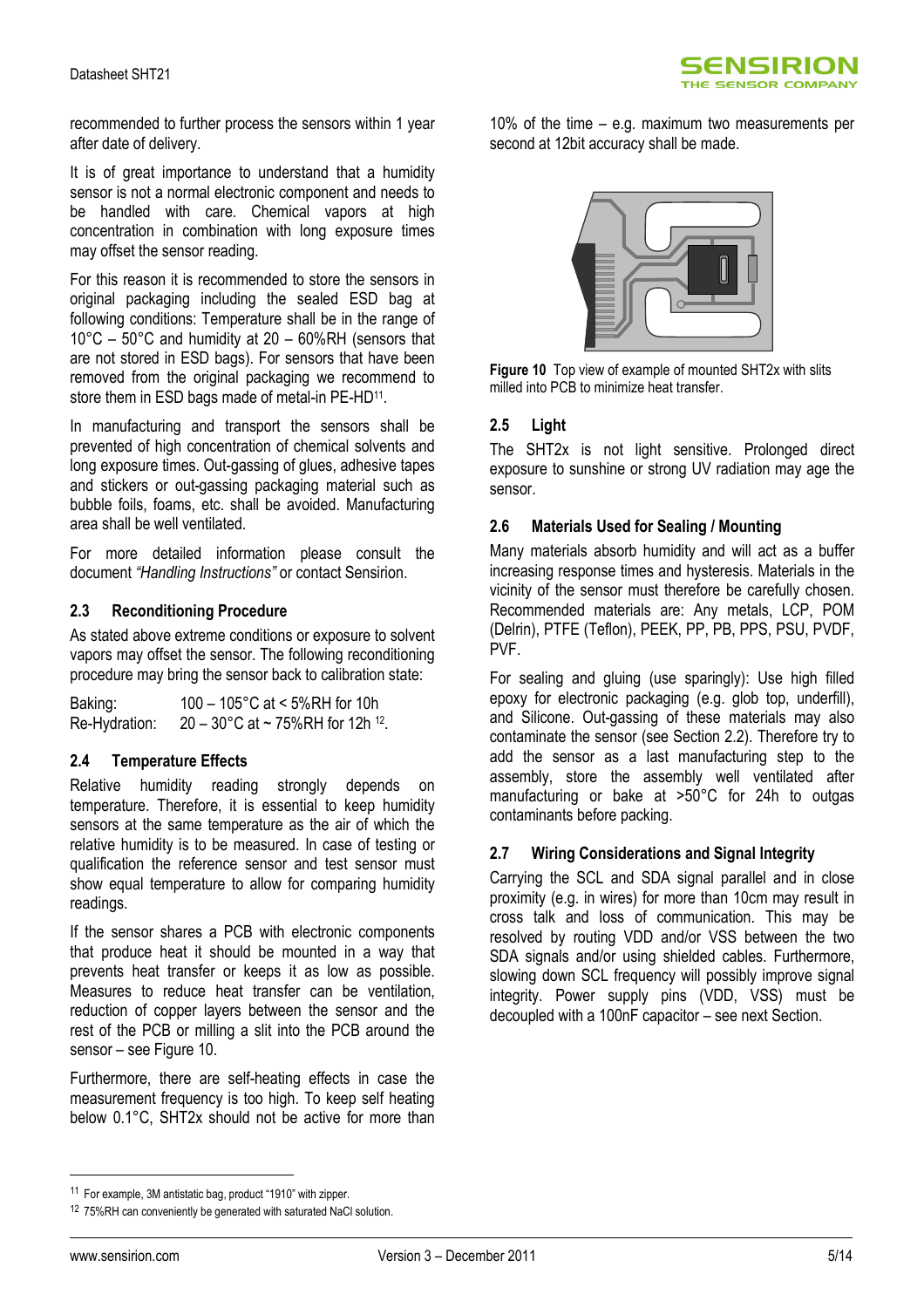recommended to further process the sensors within 1 year after date of delivery.

It is of great importance to understand that a humidity sensor is not a normal electronic component and needs to be handled with care. Chemical vapors at high concentration in combination with long exposure times may offset the sensor reading.

For this reason it is recommended to store the sensors in original packaging including the sealed ESD bag at following conditions: Temperature shall be in the range of 10°C – 50°C and humidity at 20 – 60%RH (sensors that are not stored in ESD bags). For sensors that have been removed from the original packaging we recommend to store them in ESD bags made of metal-in PE-HD[11].

In manufacturing and transport the sensors shall be prevented of high concentration of chemical solvents and long exposure times. Out-gassing of glues, adhesive tapes and stickers or out-gassing packaging material such as bubble foils, foams, etc. shall be avoided. Manufacturing area shall be well ventilated.

For more detailed information please consult the document *"Handling Instructions"* or contact Sensirion.

### 2.3 Reconditioning Procedure

As stated above extreme conditions or exposure to solvent vapors may offset the sensor. The following reconditioning procedure may bring the sensor back to calibration state:

| | |
|---|---|
| Baking: | 100 – 105°C at < 5%RH for 10h |
| Re-Hydration: | 20 – 30°C at ~ 75%RH for 12h [12]. |

### 2.4 Temperature Effects

Relative humidity reading strongly depends on temperature. Therefore, it is essential to keep humidity sensors at the same temperature as the air of which the relative humidity is to be measured. In case of testing or qualification the reference sensor and test sensor must show equal temperature to allow for comparing humidity readings.

If the sensor shares a PCB with electronic components that produce heat it should be mounted in a way that prevents heat transfer or keeps it as low as possible. Measures to reduce heat transfer can be ventilation, reduction of copper layers between the sensor and the rest of the PCB or milling a slit into the PCB around the sensor – see Figure 10.

Furthermore, there are self-heating effects in case the measurement frequency is too high. To keep self heating below 0.1°C, SHT2x should not be active for more than 10% of the time – e.g. maximum two measurements per second at 12bit accuracy shall be made.

**Figure 10** Top view of example of mounted SHT2x with slits milled into PCB to minimize heat transfer.

### 2.5 Light

The SHT2x is not light sensitive. Prolonged direct exposure to sunshine or strong UV radiation may age the sensor.

### 2.6 Materials Used for Sealing / Mounting

Many materials absorb humidity and will act as a buffer increasing response times and hysteresis. Materials in the vicinity of the sensor must therefore be carefully chosen. Recommended materials are: Any metals, LCP, POM (Delrin), PTFE (Teflon), PEEK, PP, PB, PPS, PSU, PVDF, PVF.

For sealing and gluing (use sparingly): Use high filled epoxy for electronic packaging (e.g. glob top, underfill), and Silicone. Out-gassing of these materials may also contaminate the sensor (see Section 2.2). Therefore try to add the sensor as a last manufacturing step to the assembly, store the assembly well ventilated after manufacturing or bake at >50°C for 24h to outgas contaminants before packing.

### 2.7 Wiring Considerations and Signal Integrity

Carrying the SCL and SDA signal parallel and in close proximity (e.g. in wires) for more than 10cm may result in cross talk and loss of communication. This may be resolved by routing VDD and/or VSS between the two SDA signals and/or using shielded cables. Furthermore, slowing down SCL frequency will possibly improve signal integrity. Power supply pins (VDD, VSS) must be decoupled with a 100nF capacitor – see next Section.

---

[11] For example, 3M antistatic bag, product "1910" with zipper.

[12] 75%RH can conveniently be generated with saturated NaCl solution.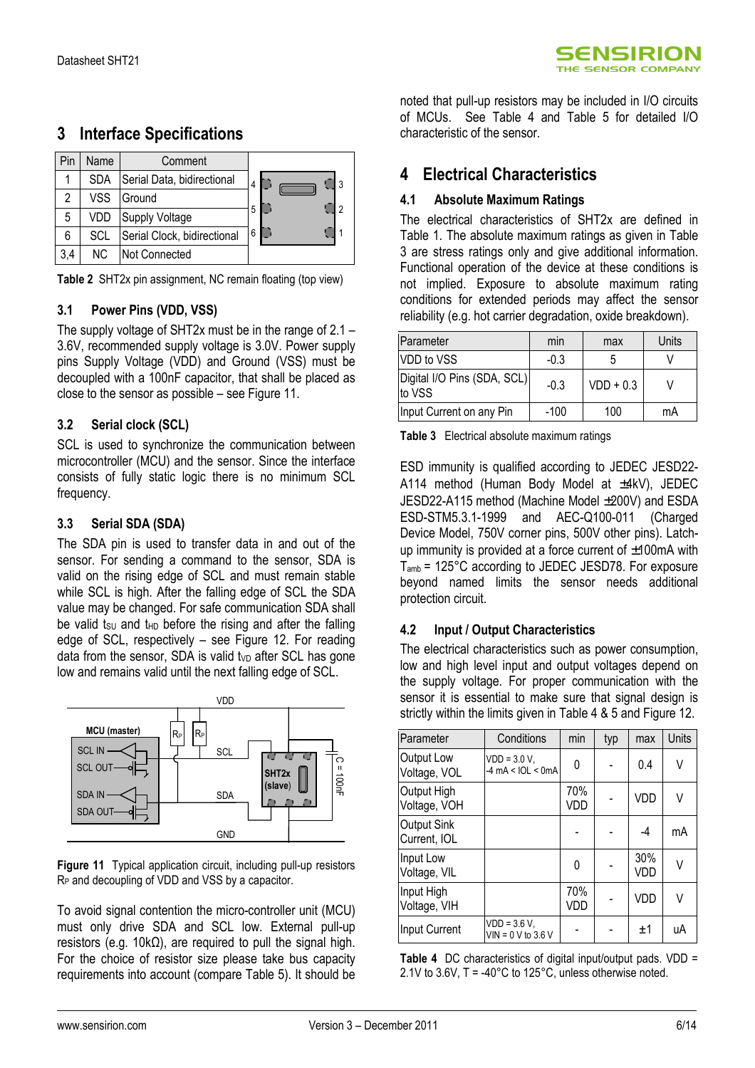# 3 Interface Specifications

| Pin | Name | Comment |
|---|---|---|
| 1 | SDA | Serial Data, bidirectional |
| 2 | VSS | Ground |
| 5 | VDD | Supply Voltage |
| 6 | SCL | Serial Clock, bidirectional |
| 3,4 | NC | Not Connected |

**Table 2** SHT2x pin assignment, NC remain floating (top view)

## 3.1 Power Pins (VDD, VSS)

The supply voltage of SHT2x must be in the range of 2.1 – 3.6V, recommended supply voltage is 3.0V. Power supply pins Supply Voltage (VDD) and Ground (VSS) must be decoupled with a 100nF capacitor, that shall be placed as close to the sensor as possible – see Figure 11.

## 3.2 Serial clock (SCL)

SCL is used to synchronize the communication between microcontroller (MCU) and the sensor. Since the interface consists of fully static logic there is no minimum SCL frequency.

## 3.3 Serial SDA (SDA)

The SDA pin is used to transfer data in and out of the sensor. For sending a command to the sensor, SDA is valid on the rising edge of SCL and must remain stable while SCL is high. After the falling edge of SCL the SDA value may be changed. For safe communication SDA shall be valid $t_{SU}$ and $t_{HD}$ before the rising and after the falling edge of SCL, respectively – see Figure 12. For reading data from the sensor, SDA is valid $t_{VD}$ after SCL has gone low and remains valid until the next falling edge of SCL.

VDD
MCU (master)
SCL IN
SCL OUT
SDA IN
SDA OUT
$R_P$
$R_P$
SCL
SDA
SHT2x (slave)
C = 100nF
GND

**Figure 11** Typical application circuit, including pull-up resistors $R_P$ and decoupling of VDD and VSS by a capacitor.

To avoid signal contention the micro-controller unit (MCU) must only drive SDA and SCL low. External pull-up resistors (e.g. 10kΩ), are required to pull the signal high. For the choice of resistor size please take bus capacity requirements into account (compare Table 5). It should be noted that pull-up resistors may be included in I/O circuits of MCUs. See Table 4 and Table 5 for detailed I/O characteristic of the sensor.

# 4 Electrical Characteristics

## 4.1 Absolute Maximum Ratings

The electrical characteristics of SHT2x are defined in Table 1. The absolute maximum ratings as given in Table 3 are stress ratings only and give additional information. Functional operation of the device at these conditions is not implied. Exposure to absolute maximum rating conditions for extended periods may affect the sensor reliability (e.g. hot carrier degradation, oxide breakdown).

| Parameter | min | max | Units |
|---|---|---|---|
| VDD to VSS | -0.3 | 5 | V |
| Digital I/O Pins (SDA, SCL) to VSS | -0.3 | VDD + 0.3 | V |
| Input Current on any Pin | -100 | 100 | mA |

**Table 3** Electrical absolute maximum ratings

ESD immunity is qualified according to JEDEC JESD22-A114 method (Human Body Model at ±4kV), JEDEC JESD22-A115 method (Machine Model ±200V) and ESDA ESD-STM5.3.1-1999 and AEC-Q100-011 (Charged Device Model, 750V corner pins, 500V other pins). Latch-up immunity is provided at a force current of ±100mA with $T_{amb}$ = 125°C according to JEDEC JESD78. For exposure beyond named limits the sensor needs additional protection circuit.

## 4.2 Input / Output Characteristics

The electrical characteristics such as power consumption, low and high level input and output voltages depend on the supply voltage. For proper communication with the sensor it is essential to make sure that signal design is strictly within the limits given in Table 4 & 5 and Figure 12.

| Parameter | Conditions | min | typ | max | Units |
|---|---|---|---|---|---|
| Output Low Voltage, VOL | VDD = 3.0 V, -4 mA < IOL < 0mA | 0 | - | 0.4 | V |
| Output High Voltage, VOH | | 70% VDD | - | VDD | V |
| Output Sink Current, IOL | | - | - | -4 | mA |
| Input Low Voltage, VIL | | 0 | - | 30% VDD | V |
| Input High Voltage, VIH | | 70% VDD | - | VDD | V |
| Input Current | VDD = 3.6 V, VIN = 0 V to 3.6 V | - | - | ±1 | uA |

**Table 4** DC characteristics of digital input/output pads. VDD = 2.1V to 3.6V, T = -40°C to 125°C, unless otherwise noted.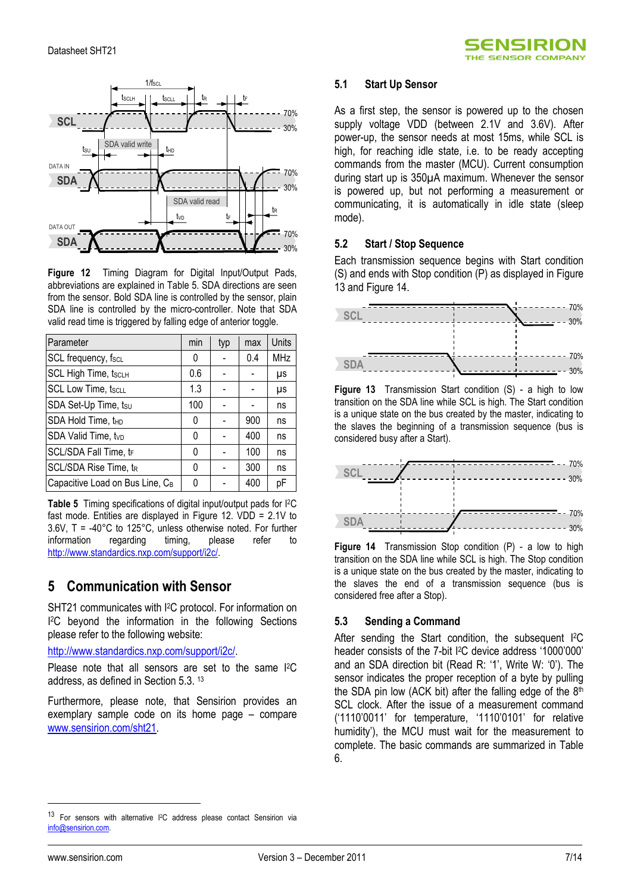1/$f_{SCL}$

$t_{SCLH}$ $t_{SCLL}$ $t_R$ $t_F$

SCL

70%

30%

$t_{SU}$ SDA valid write $t_{HD}$

DATA IN

SDA

70%

30%

SDA valid read

$t_{VD}$ $t_F$ $t_R$

DATA OUT

SDA

70%

30%

**Figure 12** Timing Diagram for Digital Input/Output Pads, abbreviations are explained in Table 5. SDA directions are seen from the sensor. Bold SDA line is controlled by the sensor, plain SDA line is controlled by the micro-controller. Note that SDA valid read time is triggered by falling edge of anterior toggle.

| Parameter | min | typ | max | Units |
|---|---|---|---|---|
| SCL frequency, $f_{SCL}$ | 0 | - | 0.4 | MHz |
| SCL High Time, $t_{SCLH}$ | 0.6 | - | - | µs |
| SCL Low Time, $t_{SCLL}$ | 1.3 | - | - | µs |
| SDA Set-Up Time, $t_{SU}$ | 100 | - | - | ns |
| SDA Hold Time, $t_{HD}$ | 0 | - | 900 | ns |
| SDA Valid Time, $t_{VD}$ | 0 | - | 400 | ns |
| SCL/SDA Fall Time, $t_F$ | 0 | - | 100 | ns |
| SCL/SDA Rise Time, $t_R$ | 0 | - | 300 | ns |
| Capacitive Load on Bus Line, $C_B$ | 0 | - | 400 | pF |

**Table 5** Timing specifications of digital input/output pads for I²C fast mode. Entities are displayed in Figure 12. VDD = 2.1V to 3.6V, T = -40°C to 125°C, unless otherwise noted. For further information regarding timing, please refer to http://www.standardics.nxp.com/support/i2c/.

# 5 Communication with Sensor

SHT21 communicates with I²C protocol. For information on I²C beyond the information in the following Sections please refer to the following website:

http://www.standardics.nxp.com/support/i2c/.

Please note that all sensors are set to the same I²C address, as defined in Section 5.3. [13]

Furthermore, please note, that Sensirion provides an exemplary sample code on its home page – compare www.sensirion.com/sht21.

[13] For sensors with alternative I²C address please contact Sensirion via info@sensirion.com.

## 5.1 Start Up Sensor

As a first step, the sensor is powered up to the chosen supply voltage VDD (between 2.1V and 3.6V). After power-up, the sensor needs at most 15ms, while SCL is high, for reaching idle state, i.e. to be ready accepting commands from the master (MCU). Current consumption during start up is 350µA maximum. Whenever the sensor is powered up, but not performing a measurement or communicating, it is automatically in idle state (sleep mode).

## 5.2 Start / Stop Sequence

Each transmission sequence begins with Start condition (S) and ends with Stop condition (P) as displayed in Figure 13 and Figure 14.

SCL

70%

30%

SDA

70%

30%

**Figure 13** Transmission Start condition (S) - a high to low transition on the SDA line while SCL is high. The Start condition is a unique state on the bus created by the master, indicating to the slaves the beginning of a transmission sequence (bus is considered busy after a Start).

SCL

70%

30%

SDA

70%

30%

**Figure 14** Transmission Stop condition (P) - a low to high transition on the SDA line while SCL is high. The Stop condition is a unique state on the bus created by the master, indicating to the slaves the end of a transmission sequence (bus is considered free after a Stop).

## 5.3 Sending a Command

After sending the Start condition, the subsequent I²C header consists of the 7-bit I²C device address '1000'000' and an SDA direction bit (Read R: '1', Write W: '0'). The sensor indicates the proper reception of a byte by pulling the SDA pin low (ACK bit) after the falling edge of the 8th SCL clock. After the issue of a measurement command ('1110'0011' for temperature, '1110'0101' for relative humidity'), the MCU must wait for the measurement to complete. The basic commands are summarized in Table 6.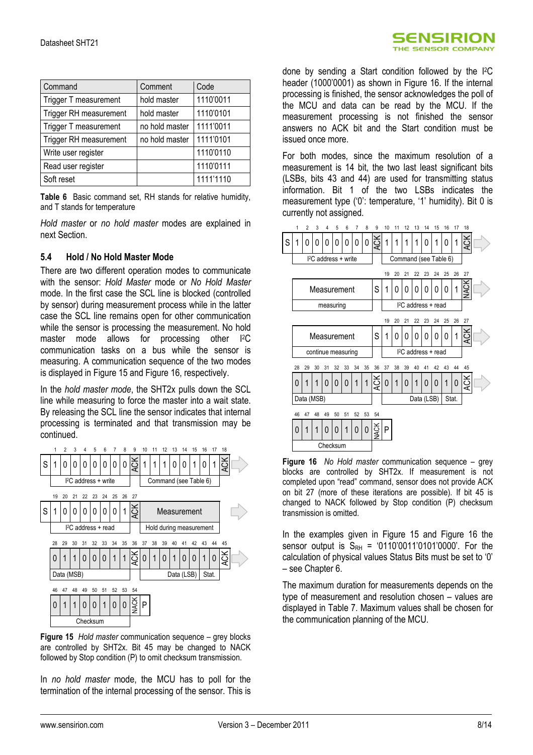| Command | Comment | Code |
|---|---|---|
| Trigger T measurement | hold master | 1110'0011 |
| Trigger RH measurement | hold master | 1110'0101 |
| Trigger T measurement | no hold master | 1111'0011 |
| Trigger RH measurement | no hold master | 1111'0101 |
| Write user register | | 1110'0110 |
| Read user register | | 1110'0111 |
| Soft reset | | 1111'1110 |

**Table 6** Basic command set, RH stands for relative humidity, and T stands for temperature

*Hold master* or *no hold master* modes are explained in next Section.

### 5.4 Hold / No Hold Master Mode

There are two different operation modes to communicate with the sensor: *Hold Master* mode or *No Hold Master* mode. In the first case the SCL line is blocked (controlled by sensor) during measurement process while in the latter case the SCL line remains open for other communication while the sensor is processing the measurement. No hold master mode allows for processing other I²C communication tasks on a bus while the sensor is measuring. A communication sequence of the two modes is displayed in Figure 15 and Figure 16, respectively.

In the *hold master mode*, the SHT2x pulls down the SCL line while measuring to force the master into a wait state. By releasing the SCL line the sensor indicates that internal processing is terminated and that transmission may be continued.

1 2 3 4 5 6 7 8 9 10 11 12 13 14 15 16 17 18
S 1 0 0 0 0 0 0 0 ACK 1 1 1 0 0 1 0 1 ACK
I²C address + write
Command (see Table 6)

19 20 21 22 23 24 25 26 27
S 1 0 0 0 0 0 0 1 ACK Measurement
I²C address + read
Hold during measurement

28 29 30 31 32 33 34 35 36 37 38 39 40 41 42 43 44 45
0 1 1 0 0 0 1 1 ACK 0 1 0 1 0 0 1 0 ACK
Data (MSB)
Data (LSB) Stat.

46 47 48 49 50 51 52 53 54
0 1 1 0 0 1 0 0 NACK P
Checksum

**Figure 15** *Hold master* communication sequence – grey blocks are controlled by SHT2x. Bit 45 may be changed to NACK followed by Stop condition (P) to omit checksum transmission.

In *no hold master* mode, the MCU has to poll for the termination of the internal processing of the sensor. This is done by sending a Start condition followed by the I²C header (1000'0001) as shown in Figure 16. If the internal processing is finished, the sensor acknowledges the poll of the MCU and data can be read by the MCU. If the measurement processing is not finished the sensor answers no ACK bit and the Start condition must be issued once more.

For both modes, since the maximum resolution of a measurement is 14 bit, the two last least significant bits (LSBs, bits 43 and 44) are used for transmitting status information. Bit 1 of the two LSBs indicates the measurement type ('0': temperature, '1' humidity). Bit 0 is currently not assigned.

1 2 3 4 5 6 7 8 9 10 11 12 13 14 15 16 17 18
S 1 0 0 0 0 0 0 0 ACK 1 1 1 1 0 1 0 1 ACK
I²C address + write
Command (see Table 6)

19 20 21 22 23 24 25 26 27
Measurement S 1 0 0 0 0 0 0 1 NACK
measuring
I²C address + read

19 20 21 22 23 24 25 26 27
Measurement S 1 0 0 0 0 0 0 1 ACK
continue measuring
I²C address + read

28 29 30 31 32 33 34 35 36 37 38 39 40 41 42 43 44 45
0 1 1 0 0 0 1 1 ACK 0 1 0 1 0 0 1 0 ACK
Data (MSB)
Data (LSB) Stat.

46 47 48 49 50 51 52 53 54
0 1 1 0 0 1 0 0 NACK P
Checksum

**Figure 16** *No Hold Master* communication sequence – grey blocks are controlled by SHT2x. If measurement is not completed upon "read" command, sensor does not provide ACK on bit 27 (more of these iterations are possible). If bit 45 is changed to NACK followed by Stop condition (P) checksum transmission is omitted.

In the examples given in Figure 15 and Figure 16 the sensor output is $S_{RH}$ = '0110'0011'0101'0000'. For the calculation of physical values Status Bits must be set to '0' – see Chapter 6.

The maximum duration for measurements depends on the type of measurement and resolution chosen – values are displayed in Table 7. Maximum values shall be chosen for the communication planning of the MCU.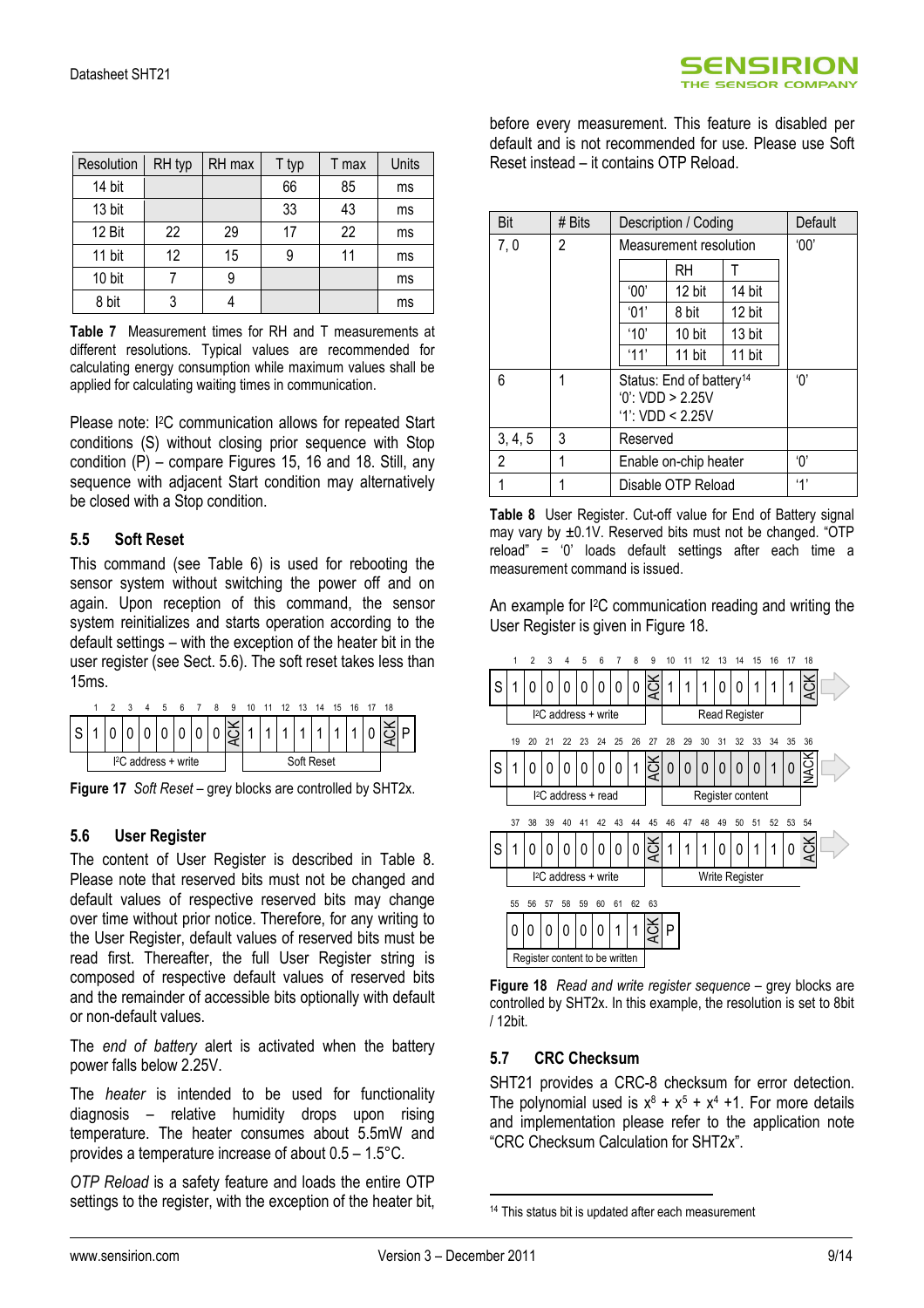| Resolution | RH typ | RH max | T typ | T max | Units |
|---|---|---|---|---|---|
| 14 bit | | | 66 | 85 | ms |
| 13 bit | | | 33 | 43 | ms |
| 12 Bit | 22 | 29 | 17 | 22 | ms |
| 11 bit | 12 | 15 | 9 | 11 | ms |
| 10 bit | 7 | 9 | | | ms |
| 8 bit | 3 | 4 | | | ms |

**Table 7** Measurement times for RH and T measurements at different resolutions. Typical values are recommended for calculating energy consumption while maximum values shall be applied for calculating waiting times in communication.

Please note: I²C communication allows for repeated Start conditions (S) without closing prior sequence with Stop condition (P) – compare Figures 15, 16 and 18. Still, any sequence with adjacent Start condition may alternatively be closed with a Stop condition.

### 5.5 Soft Reset

This command (see Table 6) is used for rebooting the sensor system without switching the power off and on again. Upon reception of this command, the sensor system reinitializes and starts operation according to the default settings – with the exception of the heater bit in the user register (see Sect. 5.6). The soft reset takes less than 15ms.

1 2 3 4 5 6 7 8 9 10 11 12 13 14 15 16 17 18

S 1 0 0 0 0 0 0 0 ACK 1 1 1 1 1 1 1 0 ACK P

I²C address + write | Soft Reset

**Figure 17** *Soft Reset* – grey blocks are controlled by SHT2x.

### 5.6 User Register

The content of User Register is described in Table 8. Please note that reserved bits must not be changed and default values of respective reserved bits may change over time without prior notice. Therefore, for any writing to the User Register, default values of reserved bits must be read first. Thereafter, the full User Register string is composed of respective default values of reserved bits and the remainder of accessible bits optionally with default or non-default values.

The *end of battery* alert is activated when the battery power falls below 2.25V.

The *heater* is intended to be used for functionality diagnosis – relative humidity drops upon rising temperature. The heater consumes about 5.5mW and provides a temperature increase of about 0.5 – 1.5°C.

*OTP Reload* is a safety feature and loads the entire OTP settings to the register, with the exception of the heater bit, before every measurement. This feature is disabled per default and is not recommended for use. Please use Soft Reset instead – it contains OTP Reload.

| Bit | # Bits | Description / Coding | Default |
|---|---|---|---|
| 7, 0 | 2 | Measurement resolution<br>(code: RH / T)<br>'00': 12 bit / 14 bit<br>'01': 8 bit / 12 bit<br>'10': 10 bit / 13 bit<br>'11': 11 bit / 11 bit | '00' |
| 6 | 1 | Status: End of battery[14]<br>'0': VDD > 2.25V<br>'1': VDD < 2.25V | '0' |
| 3, 4, 5 | 3 | Reserved | |
| 2 | 1 | Enable on-chip heater | '0' |
| 1 | 1 | Disable OTP Reload | '1' |

**Table 8** User Register. Cut-off value for End of Battery signal may vary by ±0.1V. Reserved bits must not be changed. "OTP reload" = '0' loads default settings after each time a measurement command is issued.

An example for I²C communication reading and writing the User Register is given in Figure 18.

1 2 3 4 5 6 7 8 9 10 11 12 13 14 15 16 17 18

S 1 0 0 0 0 0 0 0 ACK 1 1 1 0 0 1 1 1 ACK

I²C address + write | Read Register

19 20 21 22 23 24 25 26 27 28 29 30 31 32 33 34 35 36

S 1 0 0 0 0 0 0 1 ACK 0 0 0 0 0 0 1 0 NACK

I²C address + read | Register content

37 38 39 40 41 42 43 44 45 46 47 48 49 50 51 52 53 54

S 1 0 0 0 0 0 0 0 ACK 1 1 1 0 0 1 1 0 ACK

I²C address + write | Write Register

55 56 57 58 59 60 61 62 63

0 0 0 0 0 0 1 1 ACK P

Register content to be written

**Figure 18** *Read and write register sequence* – grey blocks are controlled by SHT2x. In this example, the resolution is set to 8bit / 12bit.

### 5.7 CRC Checksum

SHT21 provides a CRC-8 checksum for error detection. The polynomial used is $x^8 + x^5 + x^4 + 1$. For more details and implementation please refer to the application note "CRC Checksum Calculation for SHT2x".

[14] This status bit is updated after each measurement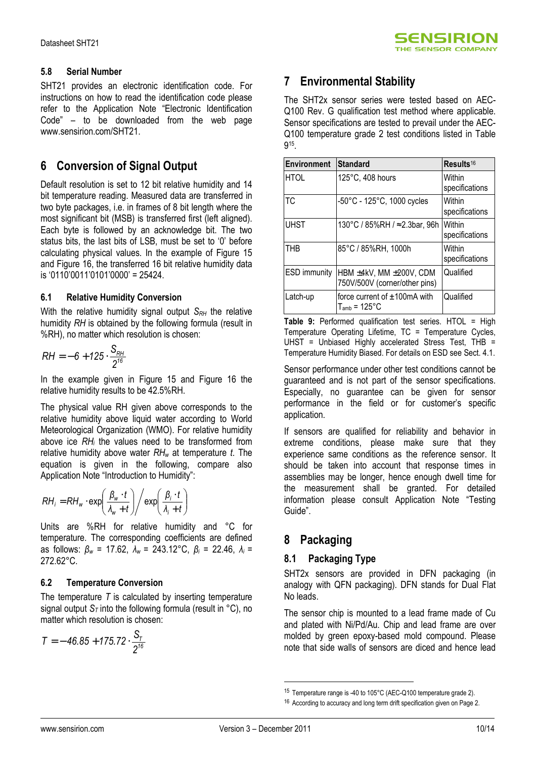### 5.8 Serial Number

SHT21 provides an electronic identification code. For instructions on how to read the identification code please refer to the Application Note "Electronic Identification Code" – to be downloaded from the web page www.sensirion.com/SHT21.

## 6 Conversion of Signal Output

Default resolution is set to 12 bit relative humidity and 14 bit temperature reading. Measured data are transferred in two byte packages, i.e. in frames of 8 bit length where the most significant bit (MSB) is transferred first (left aligned). Each byte is followed by an acknowledge bit. The two status bits, the last bits of LSB, must be set to '0' before calculating physical values. In the example of Figure 15 and Figure 16, the transferred 16 bit relative humidity data is '0110'0011'0101'0000' = 25424.

### 6.1 Relative Humidity Conversion

With the relative humidity signal output $S_{RH}$ the relative humidity *RH* is obtained by the following formula (result in %RH), no matter which resolution is chosen:

$$RH = -6 + 125 \cdot \frac{S_{RH}}{2^{16}}$$

In the example given in Figure 15 and Figure 16 the relative humidity results to be 42.5%RH.

The physical value RH given above corresponds to the relative humidity above liquid water according to World Meteorological Organization (WMO). For relative humidity above ice $RH_i$ the values need to be transformed from relative humidity above water $RH_w$ at temperature $t$. The equation is given in the following, compare also Application Note "Introduction to Humidity":

$$RH_i = RH_w \cdot \exp\left(\frac{\beta_w \cdot t}{\lambda_w + t}\right) \Big/ \exp\left(\frac{\beta_i \cdot t}{\lambda_i + t}\right)$$

Units are %RH for relative humidity and °C for temperature. The corresponding coefficients are defined as follows: $\beta_w$ = 17.62, $\lambda_w$ = 243.12°C, $\beta_i$ = 22.46, $\lambda_i$ = 272.62°C.

### 6.2 Temperature Conversion

The temperature $T$ is calculated by inserting temperature signal output $S_T$ into the following formula (result in °C), no matter which resolution is chosen:

$$T = -46.85 + 175.72 \cdot \frac{S_T}{2^{16}}$$

## 7 Environmental Stability

The SHT2x sensor series were tested based on AEC-Q100 Rev. G qualification test method where applicable. Sensor specifications are tested to prevail under the AEC-Q100 temperature grade 2 test conditions listed in Table 9[15].

| Environment | Standard | Results[16] |
|---|---|---|
| HTOL | 125°C, 408 hours | Within specifications |
| TC | -50°C - 125°C, 1000 cycles | Within specifications |
| UHST | 130°C / 85%RH / ≈2.3bar, 96h | Within specifications |
| THB | 85°C / 85%RH, 1000h | Within specifications |
| ESD immunity | HBM ±4kV, MM ±200V, CDM 750V/500V (corner/other pins) | Qualified |
| Latch-up | force current of ±100mA with $T_{amb}$ = 125°C | Qualified |

**Table 9:** Performed qualification test series. HTOL = High Temperature Operating Lifetime, TC = Temperature Cycles, UHST = Unbiased Highly accelerated Stress Test, THB = Temperature Humidity Biased. For details on ESD see Sect. 4.1.

Sensor performance under other test conditions cannot be guaranteed and is not part of the sensor specifications. Especially, no guarantee can be given for sensor performance in the field or for customer's specific application.

If sensors are qualified for reliability and behavior in extreme conditions, please make sure that they experience same conditions as the reference sensor. It should be taken into account that response times in assemblies may be longer, hence enough dwell time for the measurement shall be granted. For detailed information please consult Application Note "Testing Guide".

## 8 Packaging

### 8.1 Packaging Type

SHT2x sensors are provided in DFN packaging (in analogy with QFN packaging). DFN stands for Dual Flat No leads.

The sensor chip is mounted to a lead frame made of Cu and plated with Ni/Pd/Au. Chip and lead frame are over molded by green epoxy-based mold compound. Please note that side walls of sensors are diced and hence lead

[15] Temperature range is -40 to 105°C (AEC-Q100 temperature grade 2).

[16] According to accuracy and long term drift specification given on Page 2.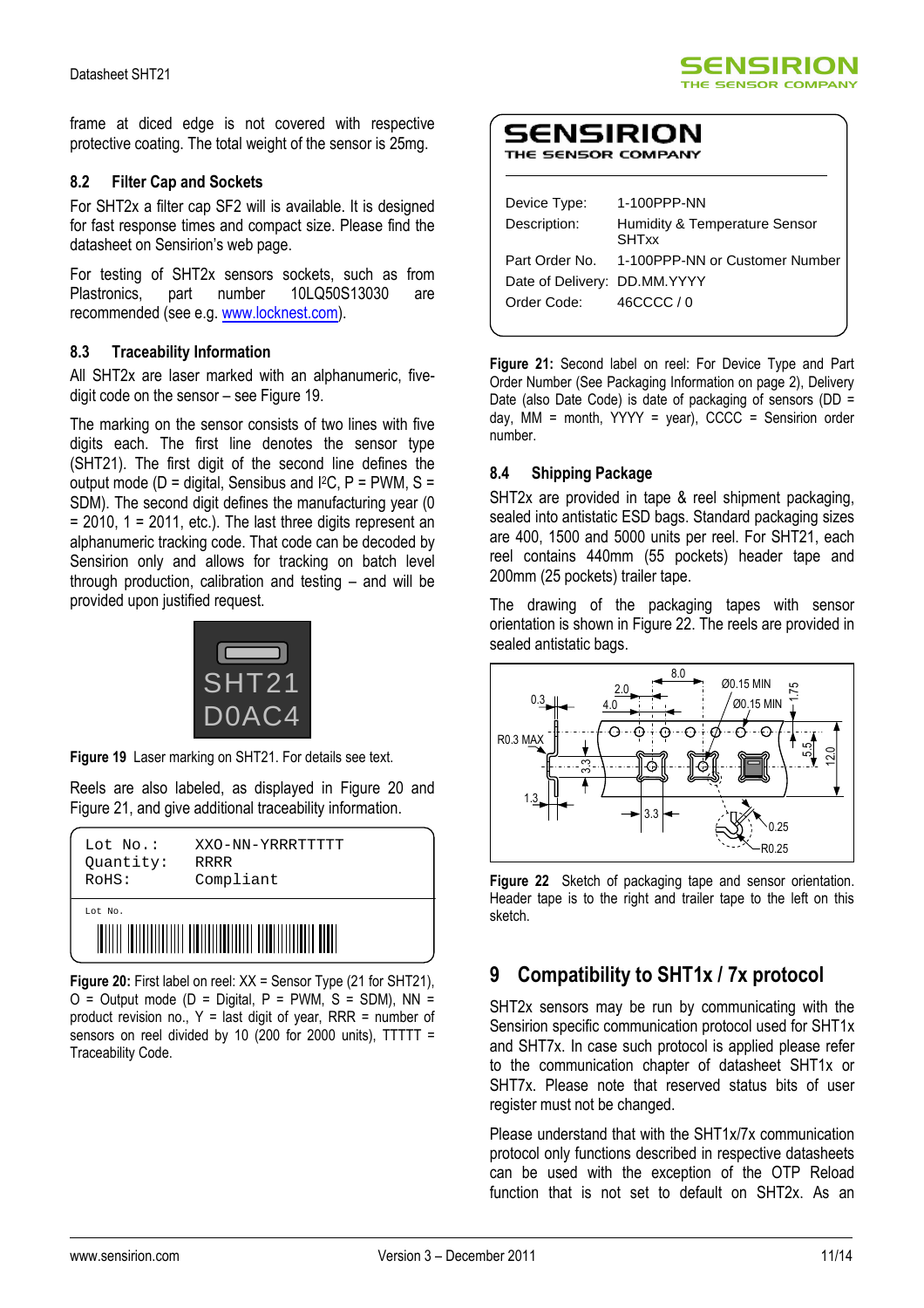frame at diced edge is not covered with respective protective coating. The total weight of the sensor is 25mg.

### 8.2 Filter Cap and Sockets

For SHT2x a filter cap SF2 will is available. It is designed for fast response times and compact size. Please find the datasheet on Sensirion's web page.

For testing of SHT2x sensors sockets, such as from Plastronics, part number 10LQ50S13030 are recommended (see e.g. www.locknest.com).

### 8.3 Traceability Information

All SHT2x are laser marked with an alphanumeric, five-digit code on the sensor – see Figure 19.

The marking on the sensor consists of two lines with five digits each. The first line denotes the sensor type (SHT21). The first digit of the second line defines the output mode (D = digital, Sensibus and I²C, P = PWM, S = SDM). The second digit defines the manufacturing year (0 = 2010, 1 = 2011, etc.). The last three digits represent an alphanumeric tracking code. That code can be decoded by Sensirion only and allows for tracking on batch level through production, calibration and testing – and will be provided upon justified request.

SHT21
D0AC4

**Figure 19** Laser marking on SHT21. For details see text.

Reels are also labeled, as displayed in Figure 20 and Figure 21, and give additional traceability information.

```
Lot No.:    XXO-NN-YRRRTTTTT
Quantity:   RRRR
RoHS:       Compliant

Lot No.
```

**Figure 20:** First label on reel: XX = Sensor Type (21 for SHT21), O = Output mode (D = Digital, P = PWM, S = SDM), NN = product revision no., Y = last digit of year, RRR = number of sensors on reel divided by 10 (200 for 2000 units), TTTTT = Traceability Code.

SENSIRION
THE SENSOR COMPANY

| | |
|---|---|
| Device Type: | 1-100PPP-NN |
| Description: | Humidity & Temperature Sensor SHTxx |
| Part Order No. | 1-100PPP-NN or Customer Number |
| Date of Delivery: | DD.MM.YYYY |
| Order Code: | 46CCCC / 0 |

**Figure 21:** Second label on reel: For Device Type and Part Order Number (See Packaging Information on page 2), Delivery Date (also Date Code) is date of packaging of sensors (DD = day, MM = month, YYYY = year), CCCC = Sensirion order number.

### 8.4 Shipping Package

SHT2x are provided in tape & reel shipment packaging, sealed into antistatic ESD bags. Standard packaging sizes are 400, 1500 and 5000 units per reel. For SHT21, each reel contains 440mm (55 pockets) header tape and 200mm (25 pockets) trailer tape.

The drawing of the packaging tapes with sensor orientation is shown in Figure 22. The reels are provided in sealed antistatic bags.

8.0
2.0
4.0
0.3
Ø0.15 MIN
Ø0.15 MIN
1.75
R0.3 MAX
5.5
12.0
3.3
1.3
3.3
0.25
R0.25

**Figure 22** Sketch of packaging tape and sensor orientation. Header tape is to the right and trailer tape to the left on this sketch.

## 9 Compatibility to SHT1x / 7x protocol

SHT2x sensors may be run by communicating with the Sensirion specific communication protocol used for SHT1x and SHT7x. In case such protocol is applied please refer to the communication chapter of datasheet SHT1x or SHT7x. Please note that reserved status bits of user register must not be changed.

Please understand that with the SHT1x/7x communication protocol only functions described in respective datasheets can be used with the exception of the OTP Reload function that is not set to default on SHT2x. As an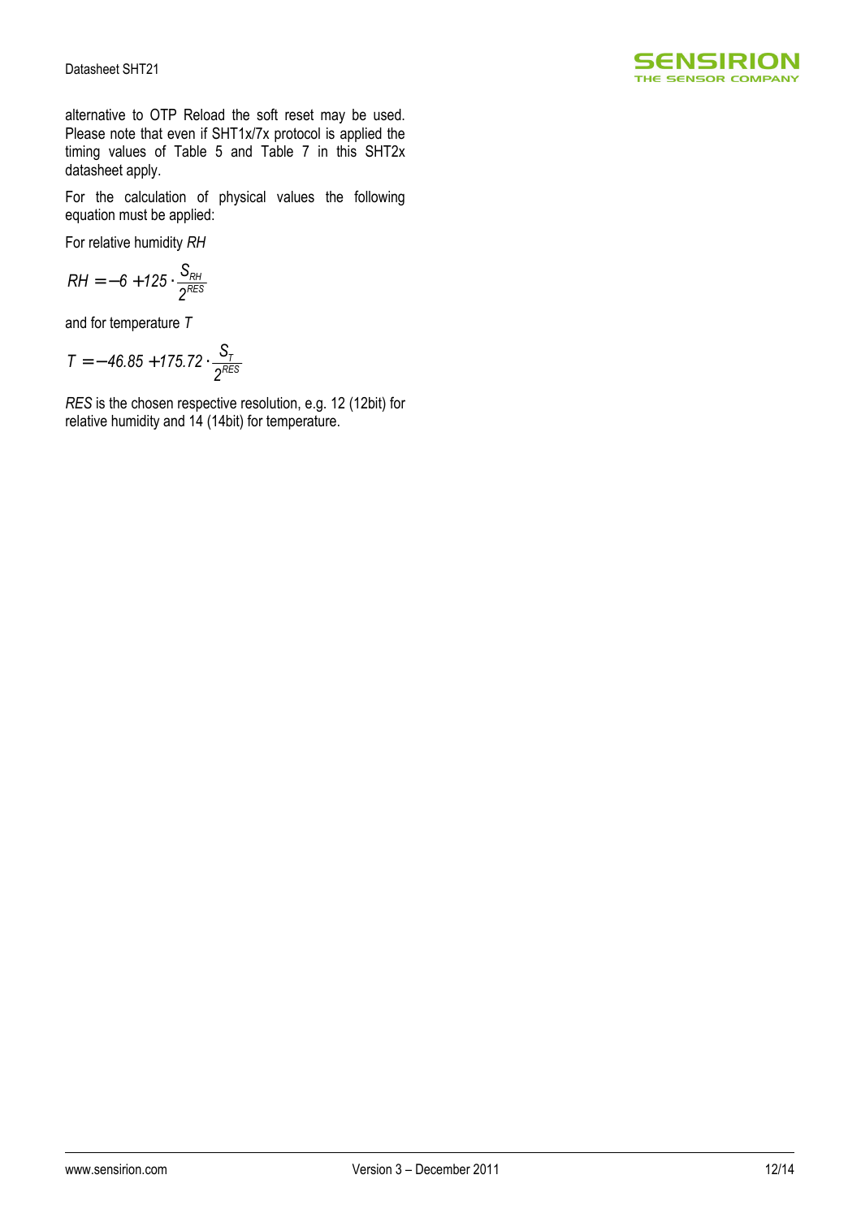alternative to OTP Reload the soft reset may be used. Please note that even if SHT1x/7x protocol is applied the timing values of Table 5 and Table 7 in this SHT2x datasheet apply.

For the calculation of physical values the following equation must be applied:

For relative humidity *RH*

$$RH = -6 + 125 \cdot \frac{S_{RH}}{2^{RES}}$$

and for temperature *T*

$$T = -46.85 + 175.72 \cdot \frac{S_T}{2^{RES}}$$

*RES* is the chosen respective resolution, e.g. 12 (12bit) for relative humidity and 14 (14bit) for temperature.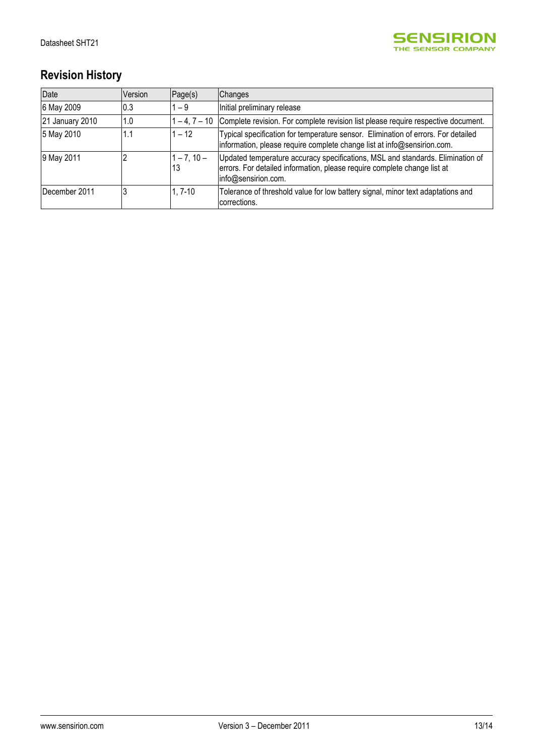## Revision History

| Date | Version | Page(s) | Changes |
|---|---|---|---|
| 6 May 2009 | 0.3 | 1 – 9 | Initial preliminary release |
| 21 January 2010 | 1.0 | 1 – 4, 7 – 10 | Complete revision. For complete revision list please require respective document. |
| 5 May 2010 | 1.1 | 1 – 12 | Typical specification for temperature sensor. Elimination of errors. For detailed information, please require complete change list at info@sensirion.com. |
| 9 May 2011 | 2 | 1 – 7, 10 – 13 | Updated temperature accuracy specifications, MSL and standards. Elimination of errors. For detailed information, please require complete change list at info@sensirion.com. |
| December 2011 | 3 | 1, 7-10 | Tolerance of threshold value for low battery signal, minor text adaptations and corrections. |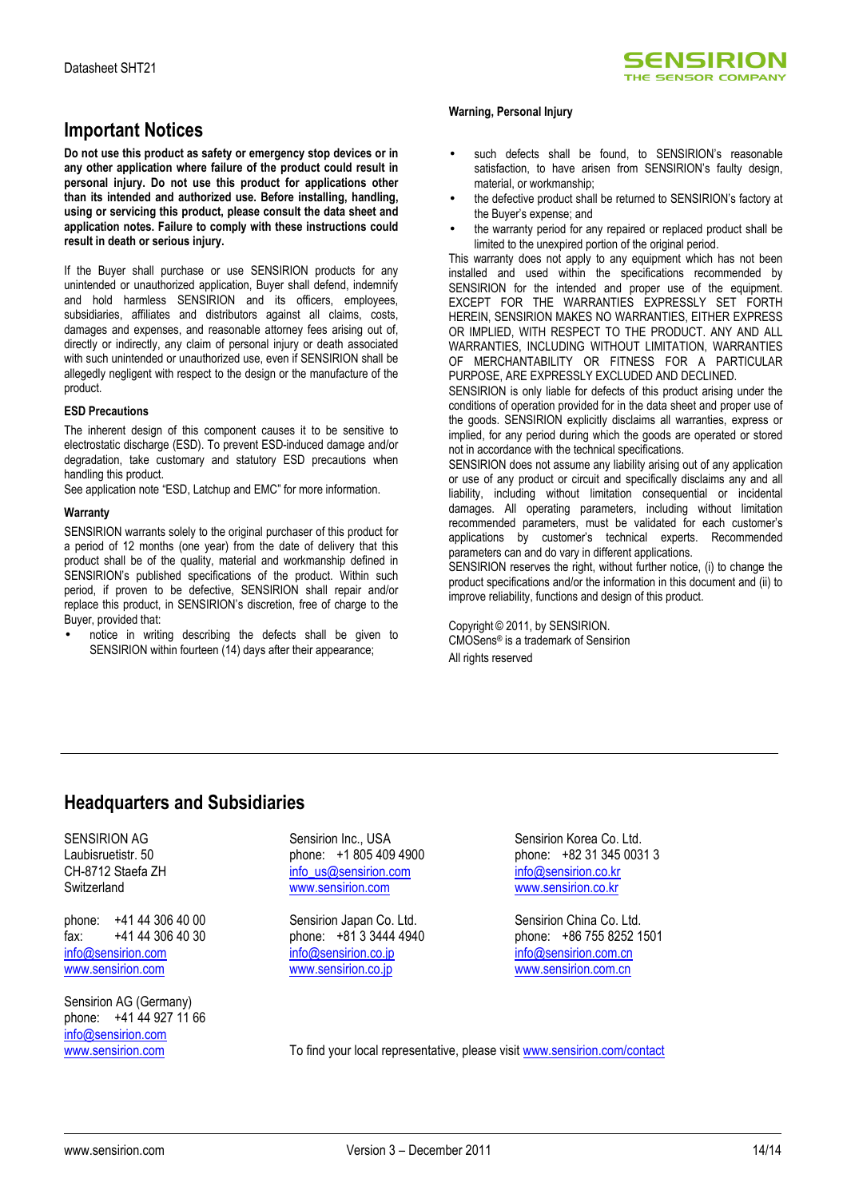## Important Notices

**Warning, Personal Injury**

**Do not use this product as safety or emergency stop devices or in any other application where failure of the product could result in personal injury. Do not use this product for applications other than its intended and authorized use. Before installing, handling, using or servicing this product, please consult the data sheet and application notes. Failure to comply with these instructions could result in death or serious injury.**

If the Buyer shall purchase or use SENSIRION products for any unintended or unauthorized application, Buyer shall defend, indemnify and hold harmless SENSIRION and its officers, employees, subsidiaries, affiliates and distributors against all claims, costs, damages and expenses, and reasonable attorney fees arising out of, directly or indirectly, any claim of personal injury or death associated with such unintended or unauthorized use, even if SENSIRION shall be allegedly negligent with respect to the design or the manufacture of the product.

**ESD Precautions**

The inherent design of this component causes it to be sensitive to electrostatic discharge (ESD). To prevent ESD-induced damage and/or degradation, take customary and statutory ESD precautions when handling this product.
See application note "ESD, Latchup and EMC" for more information.

**Warranty**

SENSIRION warrants solely to the original purchaser of this product for a period of 12 months (one year) from the date of delivery that this product shall be of the quality, material and workmanship defined in SENSIRION's published specifications of the product. Within such period, if proven to be defective, SENSIRION shall repair and/or replace this product, in SENSIRION's discretion, free of charge to the Buyer, provided that:

- notice in writing describing the defects shall be given to SENSIRION within fourteen (14) days after their appearance;
- such defects shall be found, to SENSIRION's reasonable satisfaction, to have arisen from SENSIRION's faulty design, material, or workmanship;
- the defective product shall be returned to SENSIRION's factory at the Buyer's expense; and
- the warranty period for any repaired or replaced product shall be limited to the unexpired portion of the original period.

This warranty does not apply to any equipment which has not been installed and used within the specifications recommended by SENSIRION for the intended and proper use of the equipment. EXCEPT FOR THE WARRANTIES EXPRESSLY SET FORTH HEREIN, SENSIRION MAKES NO WARRANTIES, EITHER EXPRESS OR IMPLIED, WITH RESPECT TO THE PRODUCT. ANY AND ALL WARRANTIES, INCLUDING WITHOUT LIMITATION, WARRANTIES OF MERCHANTABILITY OR FITNESS FOR A PARTICULAR PURPOSE, ARE EXPRESSLY EXCLUDED AND DECLINED.

SENSIRION is only liable for defects of this product arising under the conditions of operation provided for in the data sheet and proper use of the goods. SENSIRION explicitly disclaims all warranties, express or implied, for any period during which the goods are operated or stored not in accordance with the technical specifications.

SENSIRION does not assume any liability arising out of any application or use of any product or circuit and specifically disclaims any and all liability, including without limitation consequential or incidental damages. All operating parameters, including without limitation recommended parameters, must be validated for each customer's applications by customer's technical experts. Recommended parameters can and do vary in different applications.

SENSIRION reserves the right, without further notice, (i) to change the product specifications and/or the information in this document and (ii) to improve reliability, functions and design of this product.

Copyright © 2011, by SENSIRION.
CMOSens® is a trademark of Sensirion
All rights reserved

## Headquarters and Subsidiaries

SENSIRION AG
Laubisruetistr. 50
CH-8712 Staefa ZH
Switzerland

phone: +41 44 306 40 00
fax: +41 44 306 40 30
info@sensirion.com
www.sensirion.com

Sensirion AG (Germany)
phone: +41 44 927 11 66
info@sensirion.com
www.sensirion.com

Sensirion Inc., USA
phone: +1 805 409 4900
info_us@sensirion.com
www.sensirion.com

Sensirion Japan Co. Ltd.
phone: +81 3 3444 4940
info@sensirion.co.jp
www.sensirion.co.jp

Sensirion Korea Co. Ltd.
phone: +82 31 345 0031 3
info@sensirion.co.kr
www.sensirion.co.kr

Sensirion China Co. Ltd.
phone: +86 755 8252 1501
info@sensirion.com.cn
www.sensirion.com.cn

To find your local representative, please visit www.sensirion.com/contact